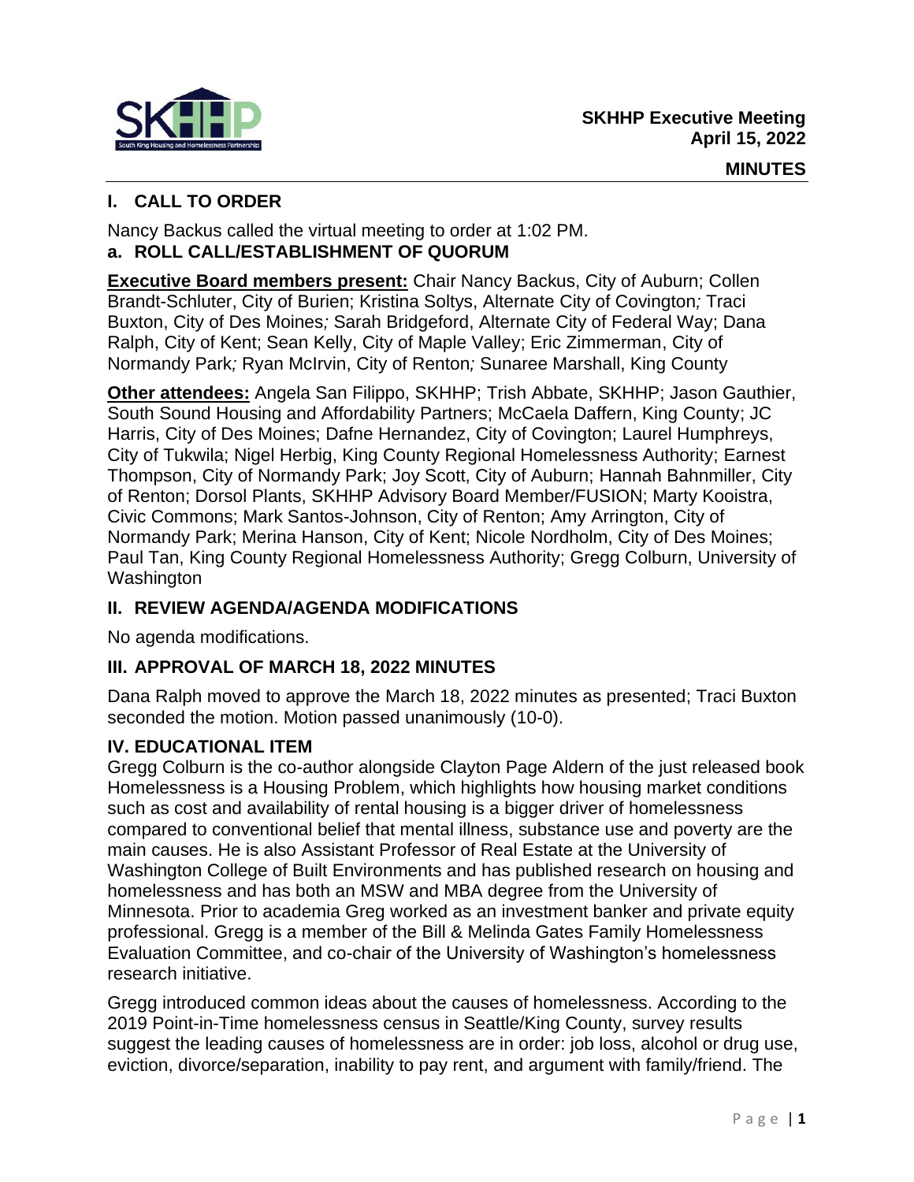# SKHHP Executive Meeting
## April 15, 2022
## MINUTES

## I. CALL TO ORDER

Nancy Backus called the virtual meeting to order at 1:02 PM.

### a. ROLL CALL/ESTABLISHMENT OF QUORUM

**Executive Board members present:** Chair Nancy Backus, City of Auburn; Collen Brandt-Schluter, City of Burien; Kristina Soltys, Alternate City of Covington*;* Traci Buxton, City of Des Moines*;* Sarah Bridgeford, Alternate City of Federal Way; Dana Ralph, City of Kent; Sean Kelly, City of Maple Valley; Eric Zimmerman, City of Normandy Park*;* Ryan McIrvin, City of Renton*;* Sunaree Marshall, King County

**Other attendees:** Angela San Filippo, SKHHP; Trish Abbate, SKHHP; Jason Gauthier, South Sound Housing and Affordability Partners; McCaela Daffern, King County; JC Harris, City of Des Moines; Dafne Hernandez, City of Covington; Laurel Humphreys, City of Tukwila; Nigel Herbig, King County Regional Homelessness Authority; Earnest Thompson, City of Normandy Park; Joy Scott, City of Auburn; Hannah Bahnmiller, City of Renton; Dorsol Plants, SKHHP Advisory Board Member/FUSION; Marty Kooistra, Civic Commons; Mark Santos-Johnson, City of Renton; Amy Arrington, City of Normandy Park; Merina Hanson, City of Kent; Nicole Nordholm, City of Des Moines; Paul Tan, King County Regional Homelessness Authority; Gregg Colburn, University of Washington

## II. REVIEW AGENDA/AGENDA MODIFICATIONS

No agenda modifications.

## III. APPROVAL OF MARCH 18, 2022 MINUTES

Dana Ralph moved to approve the March 18, 2022 minutes as presented; Traci Buxton seconded the motion. Motion passed unanimously (10-0).

## IV. EDUCATIONAL ITEM

Gregg Colburn is the co-author alongside Clayton Page Aldern of the just released book Homelessness is a Housing Problem, which highlights how housing market conditions such as cost and availability of rental housing is a bigger driver of homelessness compared to conventional belief that mental illness, substance use and poverty are the main causes. He is also Assistant Professor of Real Estate at the University of Washington College of Built Environments and has published research on housing and homelessness and has both an MSW and MBA degree from the University of Minnesota. Prior to academia Greg worked as an investment banker and private equity professional. Gregg is a member of the Bill & Melinda Gates Family Homelessness Evaluation Committee, and co-chair of the University of Washington's homelessness research initiative.

Gregg introduced common ideas about the causes of homelessness. According to the 2019 Point-in-Time homelessness census in Seattle/King County, survey results suggest the leading causes of homelessness are in order: job loss, alcohol or drug use, eviction, divorce/separation, inability to pay rent, and argument with family/friend. The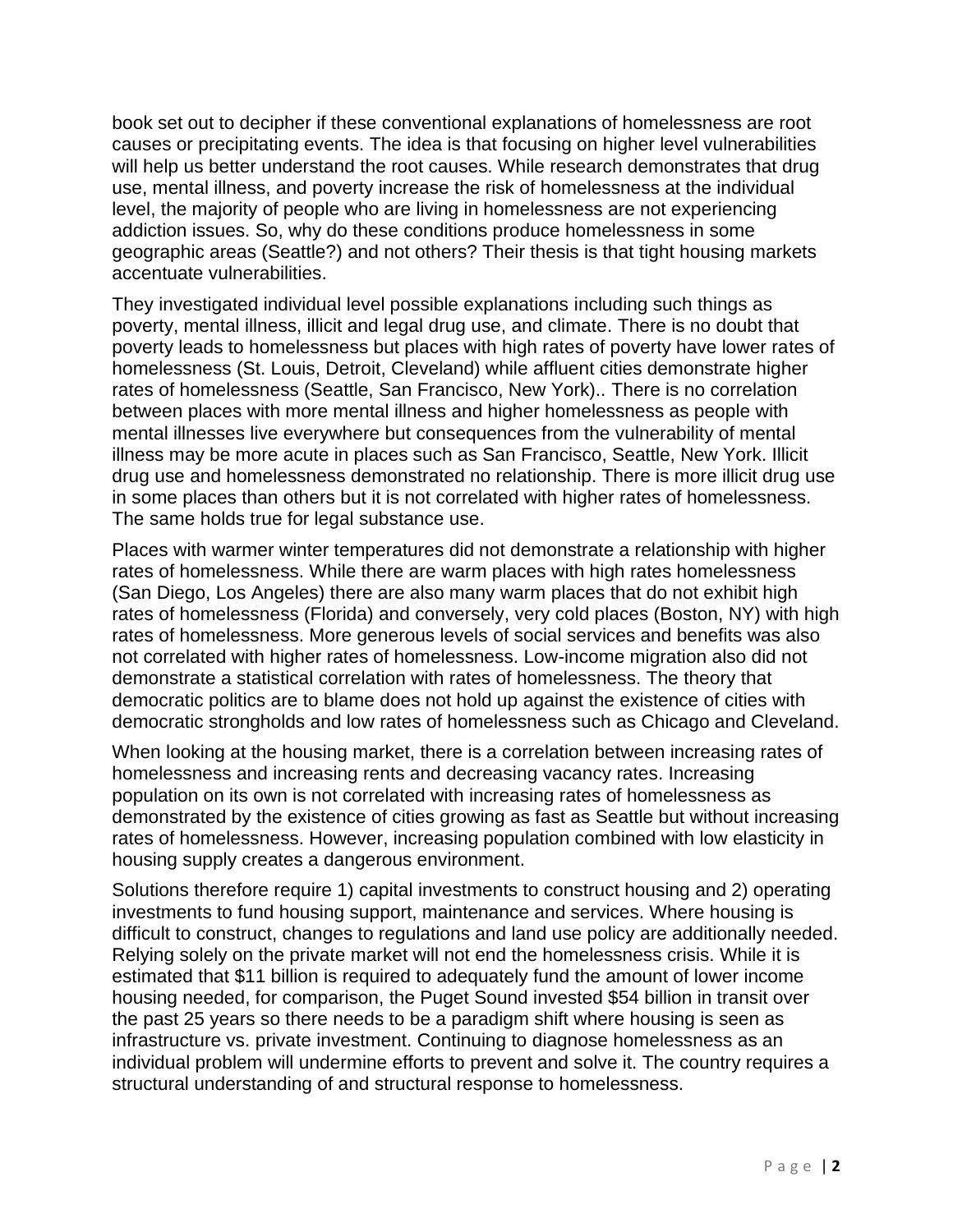book set out to decipher if these conventional explanations of homelessness are root causes or precipitating events. The idea is that focusing on higher level vulnerabilities will help us better understand the root causes. While research demonstrates that drug use, mental illness, and poverty increase the risk of homelessness at the individual level, the majority of people who are living in homelessness are not experiencing addiction issues. So, why do these conditions produce homelessness in some geographic areas (Seattle?) and not others? Their thesis is that tight housing markets accentuate vulnerabilities.

They investigated individual level possible explanations including such things as poverty, mental illness, illicit and legal drug use, and climate. There is no doubt that poverty leads to homelessness but places with high rates of poverty have lower rates of homelessness (St. Louis, Detroit, Cleveland) while affluent cities demonstrate higher rates of homelessness (Seattle, San Francisco, New York).. There is no correlation between places with more mental illness and higher homelessness as people with mental illnesses live everywhere but consequences from the vulnerability of mental illness may be more acute in places such as San Francisco, Seattle, New York. Illicit drug use and homelessness demonstrated no relationship. There is more illicit drug use in some places than others but it is not correlated with higher rates of homelessness. The same holds true for legal substance use.

Places with warmer winter temperatures did not demonstrate a relationship with higher rates of homelessness. While there are warm places with high rates homelessness (San Diego, Los Angeles) there are also many warm places that do not exhibit high rates of homelessness (Florida) and conversely, very cold places (Boston, NY) with high rates of homelessness. More generous levels of social services and benefits was also not correlated with higher rates of homelessness. Low-income migration also did not demonstrate a statistical correlation with rates of homelessness. The theory that democratic politics are to blame does not hold up against the existence of cities with democratic strongholds and low rates of homelessness such as Chicago and Cleveland.

When looking at the housing market, there is a correlation between increasing rates of homelessness and increasing rents and decreasing vacancy rates. Increasing population on its own is not correlated with increasing rates of homelessness as demonstrated by the existence of cities growing as fast as Seattle but without increasing rates of homelessness. However, increasing population combined with low elasticity in housing supply creates a dangerous environment.

Solutions therefore require 1) capital investments to construct housing and 2) operating investments to fund housing support, maintenance and services. Where housing is difficult to construct, changes to regulations and land use policy are additionally needed. Relying solely on the private market will not end the homelessness crisis. While it is estimated that $11 billion is required to adequately fund the amount of lower income housing needed, for comparison, the Puget Sound invested $54 billion in transit over the past 25 years so there needs to be a paradigm shift where housing is seen as infrastructure vs. private investment. Continuing to diagnose homelessness as an individual problem will undermine efforts to prevent and solve it. The country requires a structural understanding of and structural response to homelessness.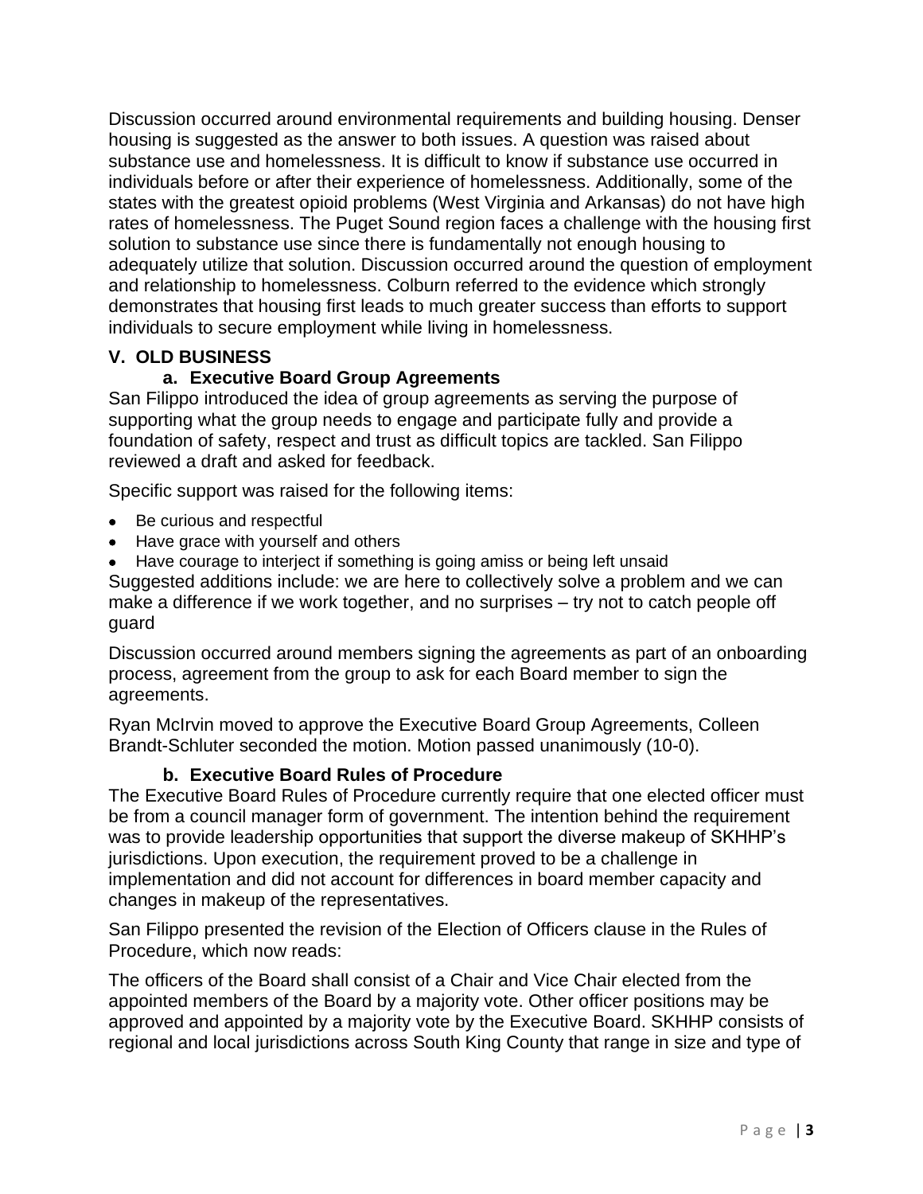Discussion occurred around environmental requirements and building housing. Denser housing is suggested as the answer to both issues. A question was raised about substance use and homelessness. It is difficult to know if substance use occurred in individuals before or after their experience of homelessness. Additionally, some of the states with the greatest opioid problems (West Virginia and Arkansas) do not have high rates of homelessness. The Puget Sound region faces a challenge with the housing first solution to substance use since there is fundamentally not enough housing to adequately utilize that solution. Discussion occurred around the question of employment and relationship to homelessness. Colburn referred to the evidence which strongly demonstrates that housing first leads to much greater success than efforts to support individuals to secure employment while living in homelessness.

## V. OLD BUSINESS

### a. Executive Board Group Agreements

San Filippo introduced the idea of group agreements as serving the purpose of supporting what the group needs to engage and participate fully and provide a foundation of safety, respect and trust as difficult topics are tackled. San Filippo reviewed a draft and asked for feedback.

Specific support was raised for the following items:

- Be curious and respectful
- Have grace with yourself and others
- Have courage to interject if something is going amiss or being left unsaid

Suggested additions include: we are here to collectively solve a problem and we can make a difference if we work together, and no surprises – try not to catch people off guard

Discussion occurred around members signing the agreements as part of an onboarding process, agreement from the group to ask for each Board member to sign the agreements.

Ryan McIrvin moved to approve the Executive Board Group Agreements, Colleen Brandt-Schluter seconded the motion. Motion passed unanimously (10-0).

### b. Executive Board Rules of Procedure

The Executive Board Rules of Procedure currently require that one elected officer must be from a council manager form of government. The intention behind the requirement was to provide leadership opportunities that support the diverse makeup of SKHHP's jurisdictions. Upon execution, the requirement proved to be a challenge in implementation and did not account for differences in board member capacity and changes in makeup of the representatives.

San Filippo presented the revision of the Election of Officers clause in the Rules of Procedure, which now reads:

The officers of the Board shall consist of a Chair and Vice Chair elected from the appointed members of the Board by a majority vote. Other officer positions may be approved and appointed by a majority vote by the Executive Board. SKHHP consists of regional and local jurisdictions across South King County that range in size and type of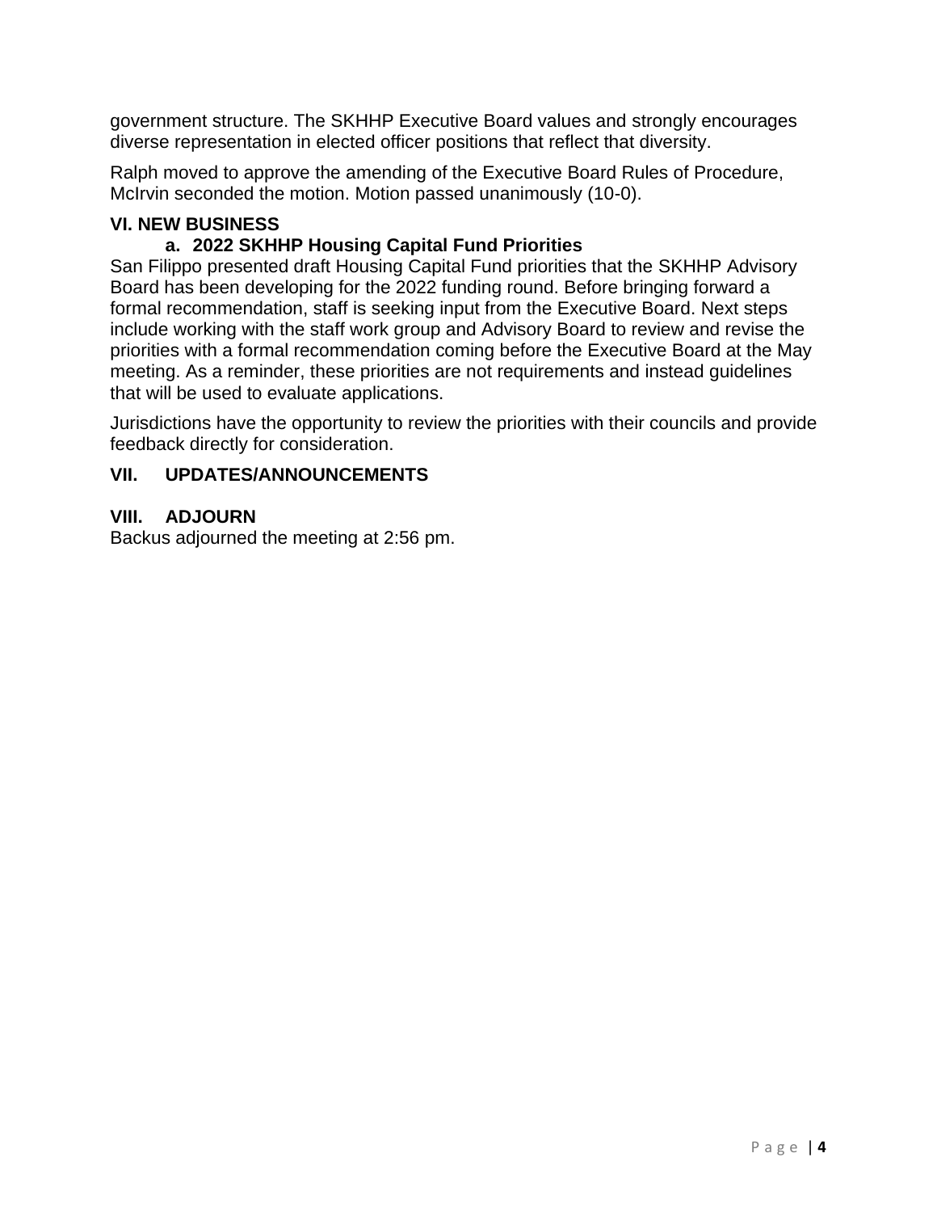government structure. The SKHHP Executive Board values and strongly encourages diverse representation in elected officer positions that reflect that diversity.

Ralph moved to approve the amending of the Executive Board Rules of Procedure, McIrvin seconded the motion. Motion passed unanimously (10-0).

## VI. NEW BUSINESS

### a. 2022 SKHHP Housing Capital Fund Priorities

San Filippo presented draft Housing Capital Fund priorities that the SKHHP Advisory Board has been developing for the 2022 funding round. Before bringing forward a formal recommendation, staff is seeking input from the Executive Board. Next steps include working with the staff work group and Advisory Board to review and revise the priorities with a formal recommendation coming before the Executive Board at the May meeting. As a reminder, these priorities are not requirements and instead guidelines that will be used to evaluate applications.

Jurisdictions have the opportunity to review the priorities with their councils and provide feedback directly for consideration.

## VII. UPDATES/ANNOUNCEMENTS

## VIII. ADJOURN

Backus adjourned the meeting at 2:56 pm.